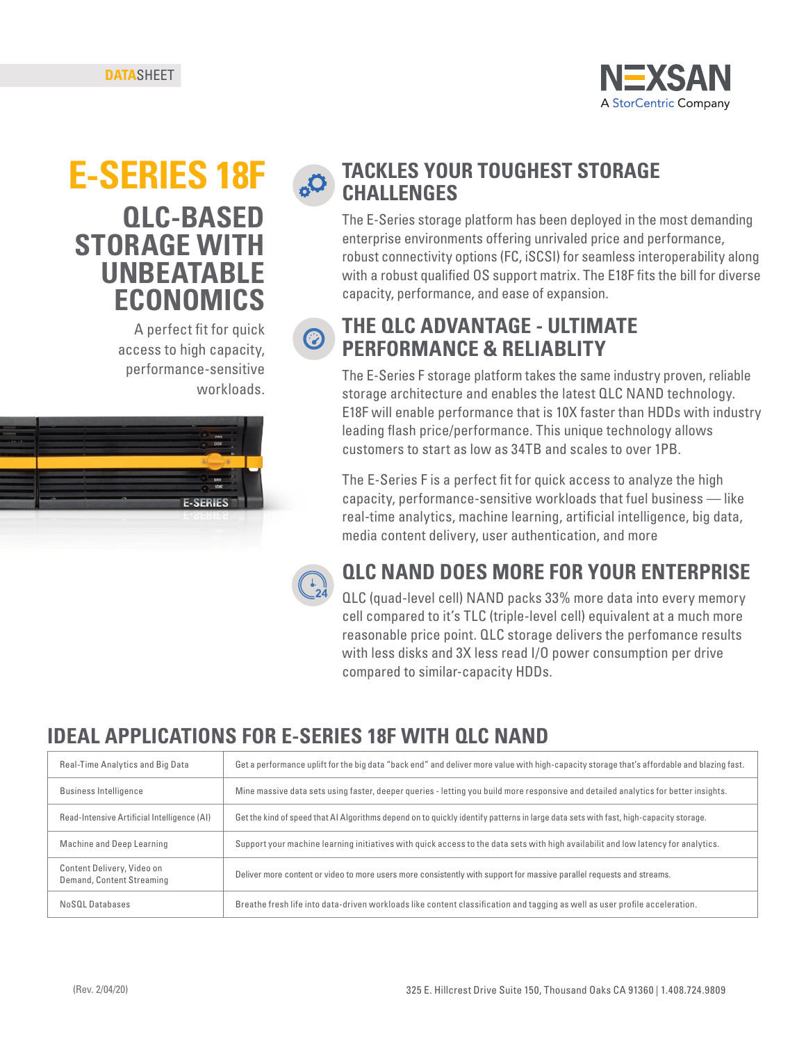DATASHEET

NEXSAN
A StorCentric Company

# E-SERIES 18F

## QLC-BASED STORAGE WITH UNBEATABLE ECONOMICS

A perfect fit for quick access to high capacity, performance-sensitive workloads.

## TACKLES YOUR TOUGHEST STORAGE CHALLENGES

The E-Series storage platform has been deployed in the most demanding enterprise environments offering unrivaled price and performance, robust connectivity options (FC, iSCSI) for seamless interoperability along with a robust qualified OS support matrix. The E18F fits the bill for diverse capacity, performance, and ease of expansion.

## THE QLC ADVANTAGE - ULTIMATE PERFORMANCE & RELIABLITY

The E-Series F storage platform takes the same industry proven, reliable storage architecture and enables the latest QLC NAND technology. E18F will enable performance that is 10X faster than HDDs with industry leading flash price/performance. This unique technology allows customers to start as low as 34TB and scales to over 1PB.

The E-Series F is a perfect fit for quick access to analyze the high capacity, performance-sensitive workloads that fuel business — like real-time analytics, machine learning, artificial intelligence, big data, media content delivery, user authentication, and more

## QLC NAND DOES MORE FOR YOUR ENTERPRISE

QLC (quad-level cell) NAND packs 33% more data into every memory cell compared to it's TLC (triple-level cell) equivalent at a much more reasonable price point. QLC storage delivers the perfomance results with less disks and 3X less read I/O power consumption per drive compared to similar-capacity HDDs.

## IDEAL APPLICATIONS FOR E-SERIES 18F WITH QLC NAND

| | |
|---|---|
| Real-Time Analytics and Big Data | Get a performance uplift for the big data "back end" and deliver more value with high-capacity storage that's affordable and blazing fast. |
| Business Intelligence | Mine massive data sets using faster, deeper queries - letting you build more responsive and detailed analytics for better insights. |
| Read-Intensive Artificial Intelligence (AI) | Get the kind of speed that AI Algorithms depend on to quickly identify patterns in large data sets with fast, high-capacity storage. |
| Machine and Deep Learning | Support your machine learning initiatives with quick access to the data sets with high availabilit and low latency for analytics. |
| Content Delivery, Video on Demand, Content Streaming | Deliver more content or video to more users more consistently with support for massive parallel requests and streams. |
| NoSQL Databases | Breathe fresh life into data-driven workloads like content classification and tagging as well as user profile acceleration. |

(Rev. 2/04/20)

325 E. Hillcrest Drive Suite 150, Thousand Oaks CA 91360 | 1.408.724.9809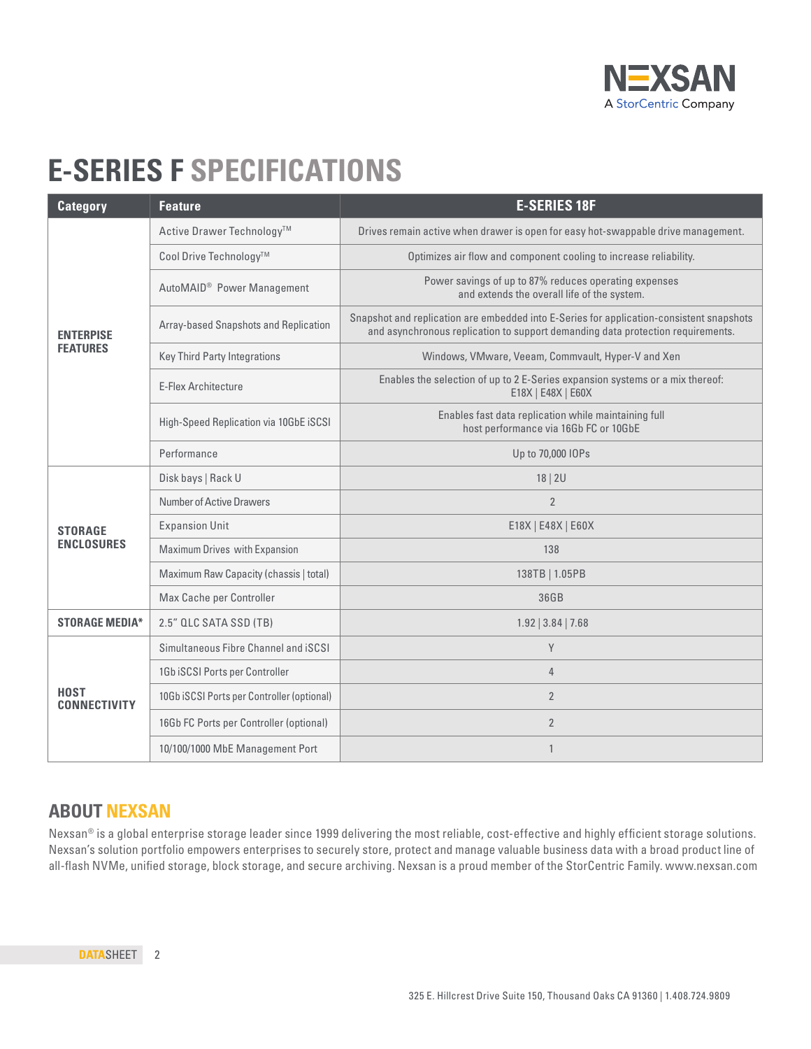# E-SERIES F SPECIFICATIONS

| Category | Feature | E-SERIES 18F |
|---|---|---|
| ENTERPRISE FEATURES | Active Drawer Technology™ | Drives remain active when drawer is open for easy hot-swappable drive management. |
| | Cool Drive Technology™ | Optimizes air flow and component cooling to increase reliability. |
| | AutoMAID® Power Management | Power savings of up to 87% reduces operating expenses and extends the overall life of the system. |
| | Array-based Snapshots and Replication | Snapshot and replication are embedded into E-Series for application-consistent snapshots and asynchronous replication to support demanding data protection requirements. |
| | Key Third Party Integrations | Windows, VMware, Veeam, Commvault, Hyper-V and Xen |
| | E-Flex Architecture | Enables the selection of up to 2 E-Series expansion systems or a mix thereof: E18X \| E48X \| E60X |
| | High-Speed Replication via 10GbE iSCSI | Enables fast data replication while maintaining full host performance via 16Gb FC or 10GbE |
| | Performance | Up to 70,000 IOPs |
| STORAGE ENCLOSURES | Disk bays \| Rack U | 18 \| 2U |
| | Number of Active Drawers | 2 |
| | Expansion Unit | E18X \| E48X \| E60X |
| | Maximum Drives with Expansion | 138 |
| | Maximum Raw Capacity (chassis \| total) | 138TB \| 1.05PB |
| | Max Cache per Controller | 36GB |
| STORAGE MEDIA* | 2.5" QLC SATA SSD (TB) | 1.92 \| 3.84 \| 7.68 |
| HOST CONNECTIVITY | Simultaneous Fibre Channel and iSCSI | Y |
| | 1Gb iSCSI Ports per Controller | 4 |
| | 10Gb iSCSI Ports per Controller (optional) | 2 |
| | 16Gb FC Ports per Controller (optional) | 2 |
| | 10/100/1000 MbE Management Port | 1 |

## ABOUT NEXSAN

Nexsan® is a global enterprise storage leader since 1999 delivering the most reliable, cost-effective and highly efficient storage solutions. Nexsan's solution portfolio empowers enterprises to securely store, protect and manage valuable business data with a broad product line of all-flash NVMe, unified storage, block storage, and secure archiving. Nexsan is a proud member of the StorCentric Family. www.nexsan.com

325 E. Hillcrest Drive Suite 150, Thousand Oaks CA 91360 | 1.408.724.9809